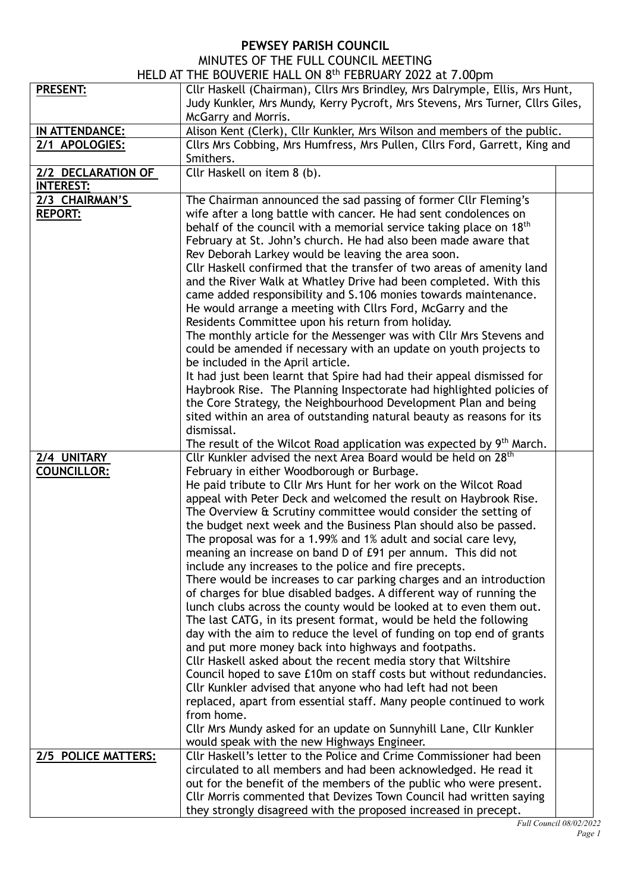# PEWSEY PARISH COUNCIL

MINUTES OF THE FULL COUNCIL MEETING

HELD AT THE BOUVERIE HALL ON 8th FEBRUARY 2022 at 7.00pm

| | | |
|---|---|---|
| **PRESENT:** | Cllr Haskell (Chairman), Cllrs Mrs Brindley, Mrs Dalrymple, Ellis, Mrs Hunt, Judy Kunkler, Mrs Mundy, Kerry Pycroft, Mrs Stevens, Mrs Turner, Cllrs Giles, McGarry and Morris. | |
| **IN ATTENDANCE:** | Alison Kent (Clerk), Cllr Kunkler, Mrs Wilson and members of the public. | |
| **2/1 APOLOGIES:** | Cllrs Mrs Cobbing, Mrs Humfress, Mrs Pullen, Cllrs Ford, Garrett, King and Smithers. | |
| **2/2 DECLARATION OF INTEREST:** | Cllr Haskell on item 8 (b). | |
| **2/3 CHAIRMAN'S REPORT:** | The Chairman announced the sad passing of former Cllr Fleming's wife after a long battle with cancer. He had sent condolences on behalf of the council with a memorial service taking place on 18th February at St. John's church. He had also been made aware that Rev Deborah Larkey would be leaving the area soon.<br>Cllr Haskell confirmed that the transfer of two areas of amenity land and the River Walk at Whatley Drive had been completed. With this came added responsibility and S.106 monies towards maintenance. He would arrange a meeting with Cllrs Ford, McGarry and the Residents Committee upon his return from holiday.<br>The monthly article for the Messenger was with Cllr Mrs Stevens and could be amended if necessary with an update on youth projects to be included in the April article.<br>It had just been learnt that Spire had had their appeal dismissed for Haybrook Rise. The Planning Inspectorate had highlighted policies of the Core Strategy, the Neighbourhood Development Plan and being sited within an area of outstanding natural beauty as reasons for its dismissal.<br>The result of the Wilcot Road application was expected by 9th March. | |
| **2/4 UNITARY COUNCILLOR:** | Cllr Kunkler advised the next Area Board would be held on 28th February in either Woodborough or Burbage.<br>He paid tribute to Cllr Mrs Hunt for her work on the Wilcot Road appeal with Peter Deck and welcomed the result on Haybrook Rise.<br>The Overview & Scrutiny committee would consider the setting of the budget next week and the Business Plan should also be passed.<br>The proposal was for a 1.99% and 1% adult and social care levy, meaning an increase on band D of £91 per annum. This did not include any increases to the police and fire precepts.<br>There would be increases to car parking charges and an introduction of charges for blue disabled badges. A different way of running the lunch clubs across the county would be looked at to even them out.<br>The last CATG, in its present format, would be held the following day with the aim to reduce the level of funding on top end of grants and put more money back into highways and footpaths.<br>Cllr Haskell asked about the recent media story that Wiltshire Council hoped to save £10m on staff costs but without redundancies.<br>Cllr Kunkler advised that anyone who had left had not been replaced, apart from essential staff. Many people continued to work from home.<br>Cllr Mrs Mundy asked for an update on Sunnyhill Lane, Cllr Kunkler would speak with the new Highways Engineer. | |
| **2/5 POLICE MATTERS:** | Cllr Haskell's letter to the Police and Crime Commissioner had been circulated to all members and had been acknowledged. He read it out for the benefit of the members of the public who were present.<br>Cllr Morris commented that Devizes Town Council had written saying they strongly disagreed with the proposed increased in precept. | |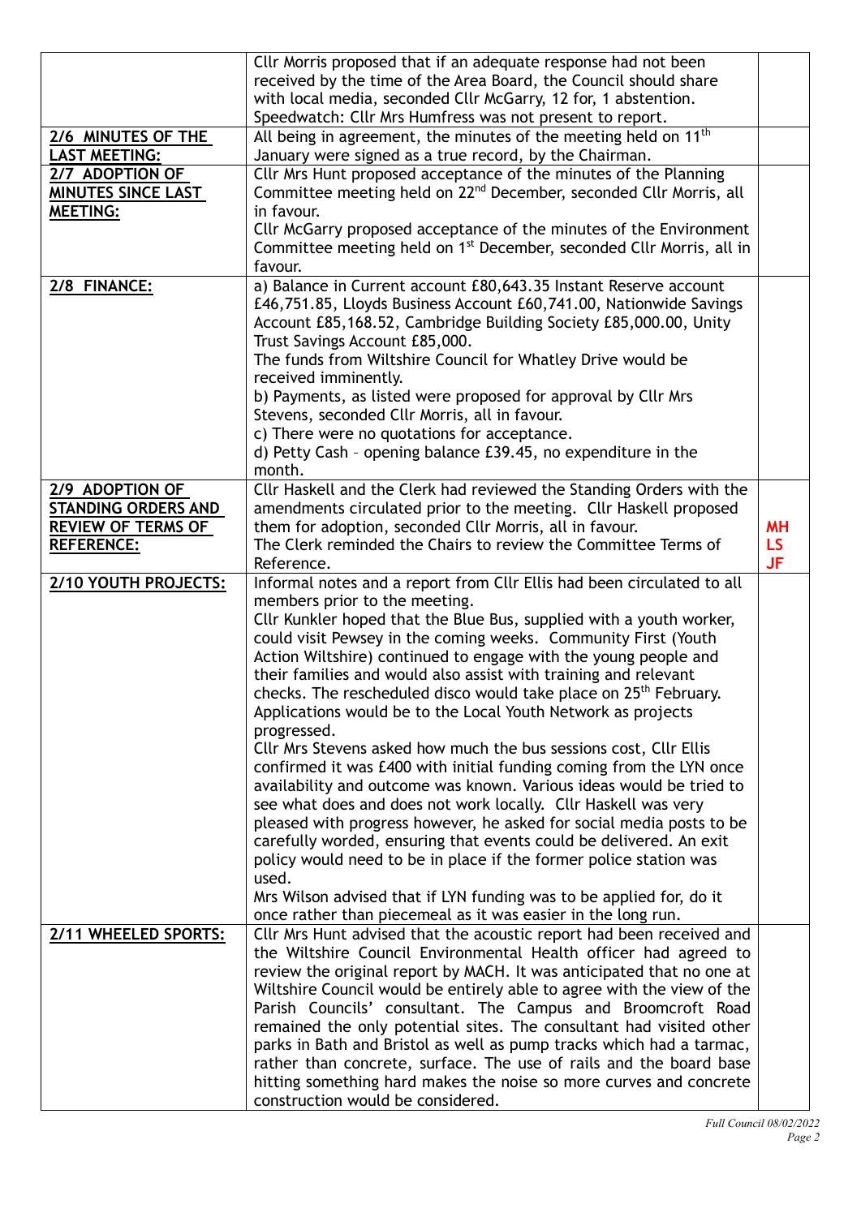| | | |
|---|---|---|
| | Cllr Morris proposed that if an adequate response had not been received by the time of the Area Board, the Council should share with local media, seconded Cllr McGarry, 12 for, 1 abstention.<br>Speedwatch: Cllr Mrs Humfress was not present to report. | |
| **2/6 MINUTES OF THE LAST MEETING:** | All being in agreement, the minutes of the meeting held on 11th January were signed as a true record, by the Chairman. | |
| **2/7 ADOPTION OF MINUTES SINCE LAST MEETING:** | Cllr Mrs Hunt proposed acceptance of the minutes of the Planning Committee meeting held on 22nd December, seconded Cllr Morris, all in favour.<br>Cllr McGarry proposed acceptance of the minutes of the Environment Committee meeting held on 1st December, seconded Cllr Morris, all in favour. | |
| **2/8 FINANCE:** | a) Balance in Current account £80,643.35 Instant Reserve account £46,751.85, Lloyds Business Account £60,741.00, Nationwide Savings Account £85,168.52, Cambridge Building Society £85,000.00, Unity Trust Savings Account £85,000.<br>The funds from Wiltshire Council for Whatley Drive would be received imminently.<br>b) Payments, as listed were proposed for approval by Cllr Mrs Stevens, seconded Cllr Morris, all in favour.<br>c) There were no quotations for acceptance.<br>d) Petty Cash – opening balance £39.45, no expenditure in the month. | |
| **2/9 ADOPTION OF STANDING ORDERS AND REVIEW OF TERMS OF REFERENCE:** | Cllr Haskell and the Clerk had reviewed the Standing Orders with the amendments circulated prior to the meeting. Cllr Haskell proposed them for adoption, seconded Cllr Morris, all in favour.<br>The Clerk reminded the Chairs to review the Committee Terms of Reference. | **MH**<br>**LS**<br>**JF** |
| **2/10 YOUTH PROJECTS:** | Informal notes and a report from Cllr Ellis had been circulated to all members prior to the meeting.<br>Cllr Kunkler hoped that the Blue Bus, supplied with a youth worker, could visit Pewsey in the coming weeks. Community First (Youth Action Wiltshire) continued to engage with the young people and their families and would also assist with training and relevant checks. The rescheduled disco would take place on 25th February. Applications would be to the Local Youth Network as projects progressed.<br>Cllr Mrs Stevens asked how much the bus sessions cost, Cllr Ellis confirmed it was £400 with initial funding coming from the LYN once availability and outcome was known. Various ideas would be tried to see what does and does not work locally. Cllr Haskell was very pleased with progress however, he asked for social media posts to be carefully worded, ensuring that events could be delivered. An exit policy would need to be in place if the former police station was used.<br>Mrs Wilson advised that if LYN funding was to be applied for, do it once rather than piecemeal as it was easier in the long run. | |
| **2/11 WHEELED SPORTS:** | Cllr Mrs Hunt advised that the acoustic report had been received and the Wiltshire Council Environmental Health officer had agreed to review the original report by MACH. It was anticipated that no one at Wiltshire Council would be entirely able to agree with the view of the Parish Councils' consultant. The Campus and Broomcroft Road remained the only potential sites. The consultant had visited other parks in Bath and Bristol as well as pump tracks which had a tarmac, rather than concrete, surface. The use of rails and the board base hitting something hard makes the noise so more curves and concrete construction would be considered. | |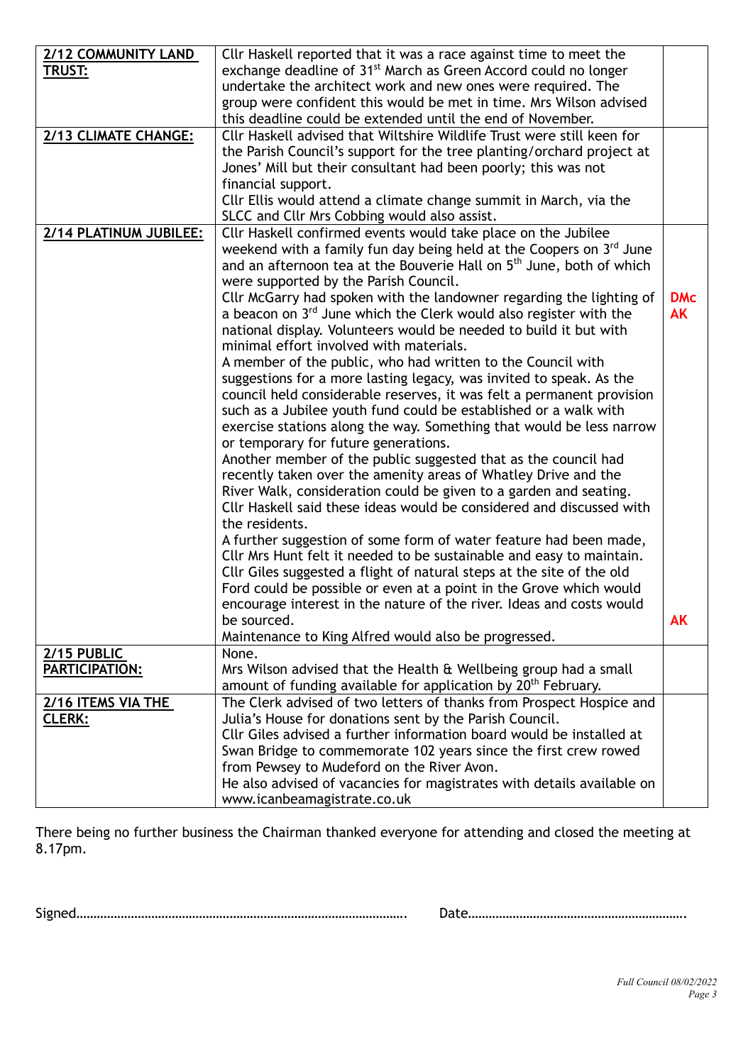| | | |
|---|---|---|
| **2/12 COMMUNITY LAND TRUST:** | Cllr Haskell reported that it was a race against time to meet the exchange deadline of 31st March as Green Accord could no longer undertake the architect work and new ones were required. The group were confident this would be met in time. Mrs Wilson advised this deadline could be extended until the end of November. | |
| **2/13 CLIMATE CHANGE:** | Cllr Haskell advised that Wiltshire Wildlife Trust were still keen for the Parish Council's support for the tree planting/orchard project at Jones' Mill but their consultant had been poorly; this was not financial support.<br>Cllr Ellis would attend a climate change summit in March, via the SLCC and Cllr Mrs Cobbing would also assist. | |
| **2/14 PLATINUM JUBILEE:** | Cllr Haskell confirmed events would take place on the Jubilee weekend with a family fun day being held at the Coopers on 3rd June and an afternoon tea at the Bouverie Hall on 5th June, both of which were supported by the Parish Council.<br>Cllr McGarry had spoken with the landowner regarding the lighting of a beacon on 3rd June which the Clerk would also register with the national display. Volunteers would be needed to build it but with minimal effort involved with materials.<br>A member of the public, who had written to the Council with suggestions for a more lasting legacy, was invited to speak. As the council held considerable reserves, it was felt a permanent provision such as a Jubilee youth fund could be established or a walk with exercise stations along the way. Something that would be less narrow or temporary for future generations.<br>Another member of the public suggested that as the council had recently taken over the amenity areas of Whatley Drive and the River Walk, consideration could be given to a garden and seating. Cllr Haskell said these ideas would be considered and discussed with the residents.<br>A further suggestion of some form of water feature had been made, Cllr Mrs Hunt felt it needed to be sustainable and easy to maintain. Cllr Giles suggested a flight of natural steps at the site of the old Ford could be possible or even at a point in the Grove which would encourage interest in the nature of the river. Ideas and costs would be sourced.<br>Maintenance to King Alfred would also be progressed. | **DMc**<br>**AK**<br><br>**AK** |
| **2/15 PUBLIC PARTICIPATION:** | None.<br>Mrs Wilson advised that the Health & Wellbeing group had a small amount of funding available for application by 20th February. | |
| **2/16 ITEMS VIA THE CLERK:** | The Clerk advised of two letters of thanks from Prospect Hospice and Julia's House for donations sent by the Parish Council.<br>Cllr Giles advised a further information board would be installed at Swan Bridge to commemorate 102 years since the first crew rowed from Pewsey to Mudeford on the River Avon.<br>He also advised of vacancies for magistrates with details available on www.icanbeamagistrate.co.uk | |

There being no further business the Chairman thanked everyone for attending and closed the meeting at 8.17pm.

Signed…………………………………………………………………………………. Date……………………………………………………….

*Full Council 08/02/2022*